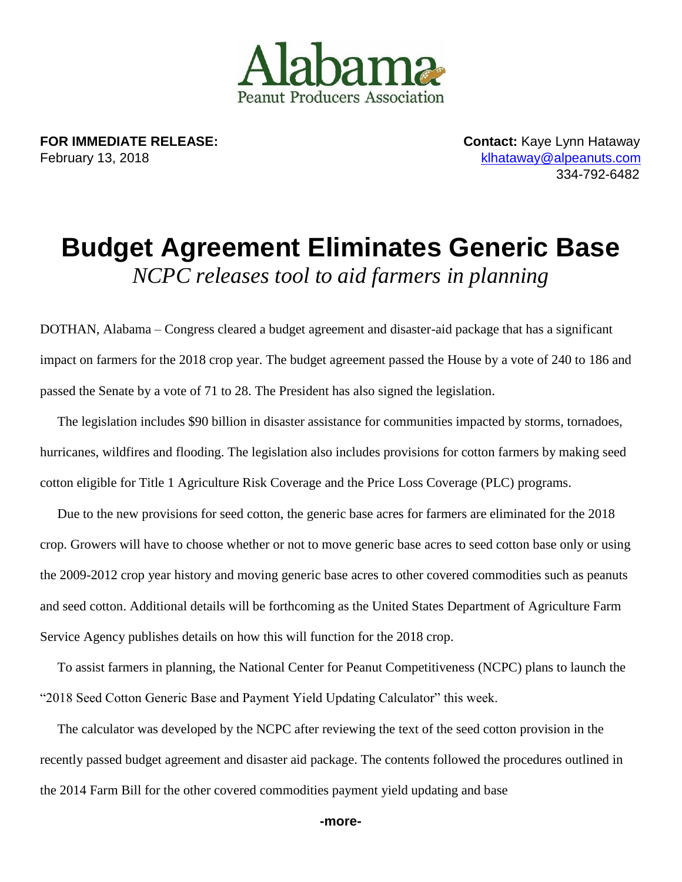Alabama
Peanut Producers Association

**FOR IMMEDIATE RELEASE:**
February 13, 2018

**Contact:** Kaye Lynn Hataway
klhataway@alpeanuts.com
334-792-6482

# Budget Agreement Eliminates Generic Base

*NCPC releases tool to aid farmers in planning*

DOTHAN, Alabama – Congress cleared a budget agreement and disaster-aid package that has a significant impact on farmers for the 2018 crop year. The budget agreement passed the House by a vote of 240 to 186 and passed the Senate by a vote of 71 to 28. The President has also signed the legislation.

The legislation includes $90 billion in disaster assistance for communities impacted by storms, tornadoes, hurricanes, wildfires and flooding. The legislation also includes provisions for cotton farmers by making seed cotton eligible for Title 1 Agriculture Risk Coverage and the Price Loss Coverage (PLC) programs.

Due to the new provisions for seed cotton, the generic base acres for farmers are eliminated for the 2018 crop. Growers will have to choose whether or not to move generic base acres to seed cotton base only or using the 2009-2012 crop year history and moving generic base acres to other covered commodities such as peanuts and seed cotton. Additional details will be forthcoming as the United States Department of Agriculture Farm Service Agency publishes details on how this will function for the 2018 crop.

To assist farmers in planning, the National Center for Peanut Competitiveness (NCPC) plans to launch the "2018 Seed Cotton Generic Base and Payment Yield Updating Calculator" this week.

The calculator was developed by the NCPC after reviewing the text of the seed cotton provision in the recently passed budget agreement and disaster aid package. The contents followed the procedures outlined in the 2014 Farm Bill for the other covered commodities payment yield updating and base

-more-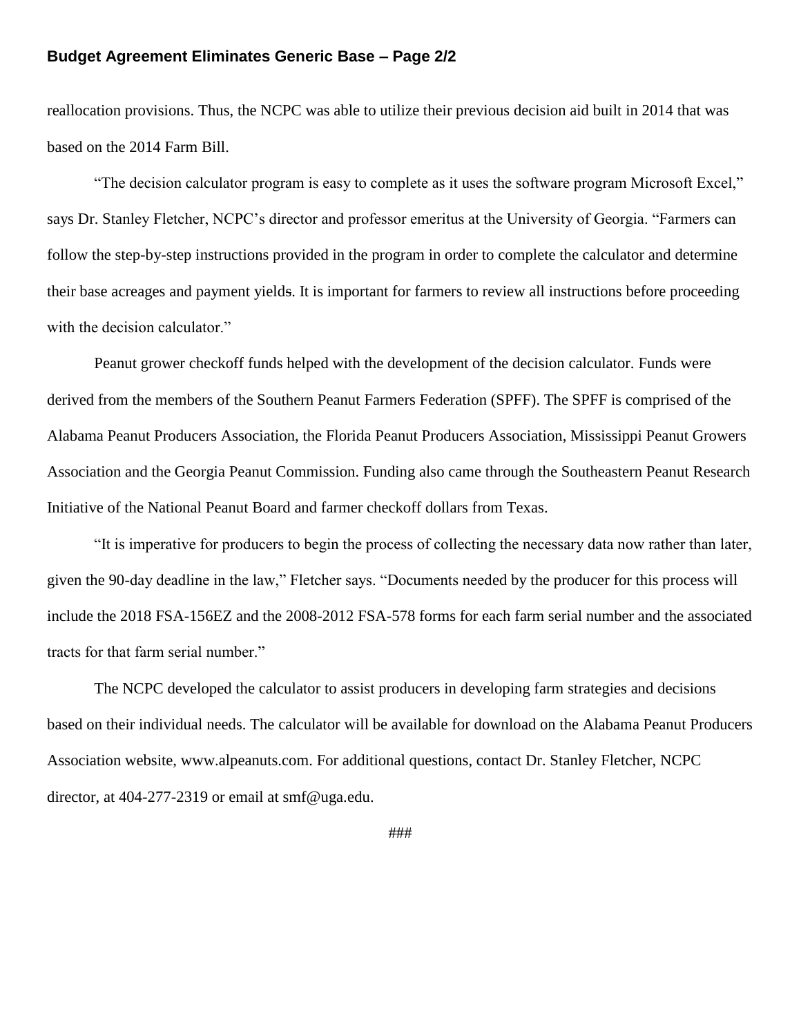reallocation provisions. Thus, the NCPC was able to utilize their previous decision aid built in 2014 that was based on the 2014 Farm Bill.

"The decision calculator program is easy to complete as it uses the software program Microsoft Excel," says Dr. Stanley Fletcher, NCPC's director and professor emeritus at the University of Georgia. "Farmers can follow the step-by-step instructions provided in the program in order to complete the calculator and determine their base acreages and payment yields. It is important for farmers to review all instructions before proceeding with the decision calculator."

Peanut grower checkoff funds helped with the development of the decision calculator. Funds were derived from the members of the Southern Peanut Farmers Federation (SPFF). The SPFF is comprised of the Alabama Peanut Producers Association, the Florida Peanut Producers Association, Mississippi Peanut Growers Association and the Georgia Peanut Commission. Funding also came through the Southeastern Peanut Research Initiative of the National Peanut Board and farmer checkoff dollars from Texas.

"It is imperative for producers to begin the process of collecting the necessary data now rather than later, given the 90-day deadline in the law," Fletcher says. "Documents needed by the producer for this process will include the 2018 FSA-156EZ and the 2008-2012 FSA-578 forms for each farm serial number and the associated tracts for that farm serial number."

The NCPC developed the calculator to assist producers in developing farm strategies and decisions based on their individual needs. The calculator will be available for download on the Alabama Peanut Producers Association website, www.alpeanuts.com. For additional questions, contact Dr. Stanley Fletcher, NCPC director, at 404-277-2319 or email at smf@uga.edu.

###